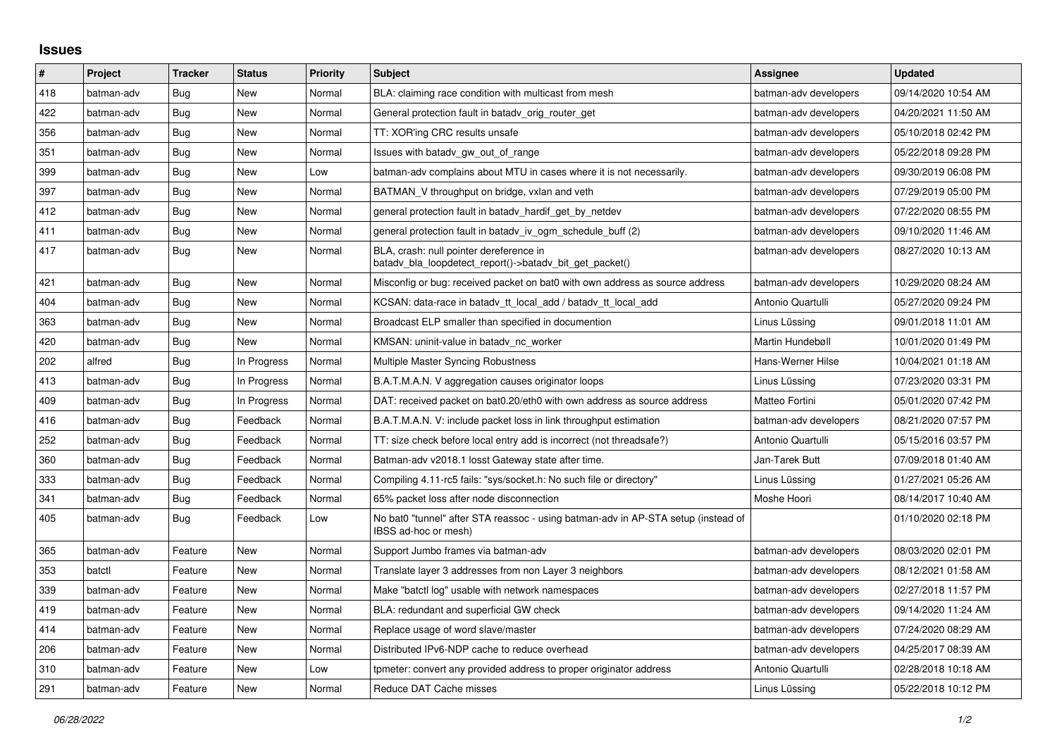# Issues

| # | Project | Tracker | Status | Priority | Subject | Assignee | Updated |
|---|---|---|---|---|---|---|---|
| 418 | batman-adv | Bug | New | Normal | BLA: claiming race condition with multicast from mesh | batman-adv developers | 09/14/2020 10:54 AM |
| 422 | batman-adv | Bug | New | Normal | General protection fault in batadv_orig_router_get | batman-adv developers | 04/20/2021 11:50 AM |
| 356 | batman-adv | Bug | New | Normal | TT: XOR'ing CRC results unsafe | batman-adv developers | 05/10/2018 02:42 PM |
| 351 | batman-adv | Bug | New | Normal | Issues with batadv_gw_out_of_range | batman-adv developers | 05/22/2018 09:28 PM |
| 399 | batman-adv | Bug | New | Low | batman-adv complains about MTU in cases where it is not necessarily. | batman-adv developers | 09/30/2019 06:08 PM |
| 397 | batman-adv | Bug | New | Normal | BATMAN_V throughput on bridge, vxlan and veth | batman-adv developers | 07/29/2019 05:00 PM |
| 412 | batman-adv | Bug | New | Normal | general protection fault in batadv_hardif_get_by_netdev | batman-adv developers | 07/22/2020 08:55 PM |
| 411 | batman-adv | Bug | New | Normal | general protection fault in batadv_iv_ogm_schedule_buff (2) | batman-adv developers | 09/10/2020 11:46 AM |
| 417 | batman-adv | Bug | New | Normal | BLA, crash: null pointer dereference in batadv_bla_loopdetect_report()->batadv_bit_get_packet() | batman-adv developers | 08/27/2020 10:13 AM |
| 421 | batman-adv | Bug | New | Normal | Misconfig or bug: received packet on bat0 with own address as source address | batman-adv developers | 10/29/2020 08:24 AM |
| 404 | batman-adv | Bug | New | Normal | KCSAN: data-race in batadv_tt_local_add / batadv_tt_local_add | Antonio Quartulli | 05/27/2020 09:24 PM |
| 363 | batman-adv | Bug | New | Normal | Broadcast ELP smaller than specified in documention | Linus Lüssing | 09/01/2018 11:01 AM |
| 420 | batman-adv | Bug | New | Normal | KMSAN: uninit-value in batadv_nc_worker | Martin Hundebøll | 10/01/2020 01:49 PM |
| 202 | alfred | Bug | In Progress | Normal | Multiple Master Syncing Robustness | Hans-Werner Hilse | 10/04/2021 01:18 AM |
| 413 | batman-adv | Bug | In Progress | Normal | B.A.T.M.A.N. V aggregation causes originator loops | Linus Lüssing | 07/23/2020 03:31 PM |
| 409 | batman-adv | Bug | In Progress | Normal | DAT: received packet on bat0.20/eth0 with own address as source address | Matteo Fortini | 05/01/2020 07:42 PM |
| 416 | batman-adv | Bug | Feedback | Normal | B.A.T.M.A.N. V: include packet loss in link throughput estimation | batman-adv developers | 08/21/2020 07:57 PM |
| 252 | batman-adv | Bug | Feedback | Normal | TT: size check before local entry add is incorrect (not threadsafe?) | Antonio Quartulli | 05/15/2016 03:57 PM |
| 360 | batman-adv | Bug | Feedback | Normal | Batman-adv v2018.1 losst Gateway state after time. | Jan-Tarek Butt | 07/09/2018 01:40 AM |
| 333 | batman-adv | Bug | Feedback | Normal | Compiling 4.11-rc5 fails: "sys/socket.h: No such file or directory" | Linus Lüssing | 01/27/2021 05:26 AM |
| 341 | batman-adv | Bug | Feedback | Normal | 65% packet loss after node disconnection | Moshe Hoori | 08/14/2017 10:40 AM |
| 405 | batman-adv | Bug | Feedback | Low | No bat0 "tunnel" after STA reassoc - using batman-adv in AP-STA setup (instead of IBSS ad-hoc or mesh) | | 01/10/2020 02:18 PM |
| 365 | batman-adv | Feature | New | Normal | Support Jumbo frames via batman-adv | batman-adv developers | 08/03/2020 02:01 PM |
| 353 | batctl | Feature | New | Normal | Translate layer 3 addresses from non Layer 3 neighbors | batman-adv developers | 08/12/2021 01:58 AM |
| 339 | batman-adv | Feature | New | Normal | Make "batctl log" usable with network namespaces | batman-adv developers | 02/27/2018 11:57 PM |
| 419 | batman-adv | Feature | New | Normal | BLA: redundant and superficial GW check | batman-adv developers | 09/14/2020 11:24 AM |
| 414 | batman-adv | Feature | New | Normal | Replace usage of word slave/master | batman-adv developers | 07/24/2020 08:29 AM |
| 206 | batman-adv | Feature | New | Normal | Distributed IPv6-NDP cache to reduce overhead | batman-adv developers | 04/25/2017 08:39 AM |
| 310 | batman-adv | Feature | New | Low | tpmeter: convert any provided address to proper originator address | Antonio Quartulli | 02/28/2018 10:18 AM |
| 291 | batman-adv | Feature | New | Normal | Reduce DAT Cache misses | Linus Lüssing | 05/22/2018 10:12 PM |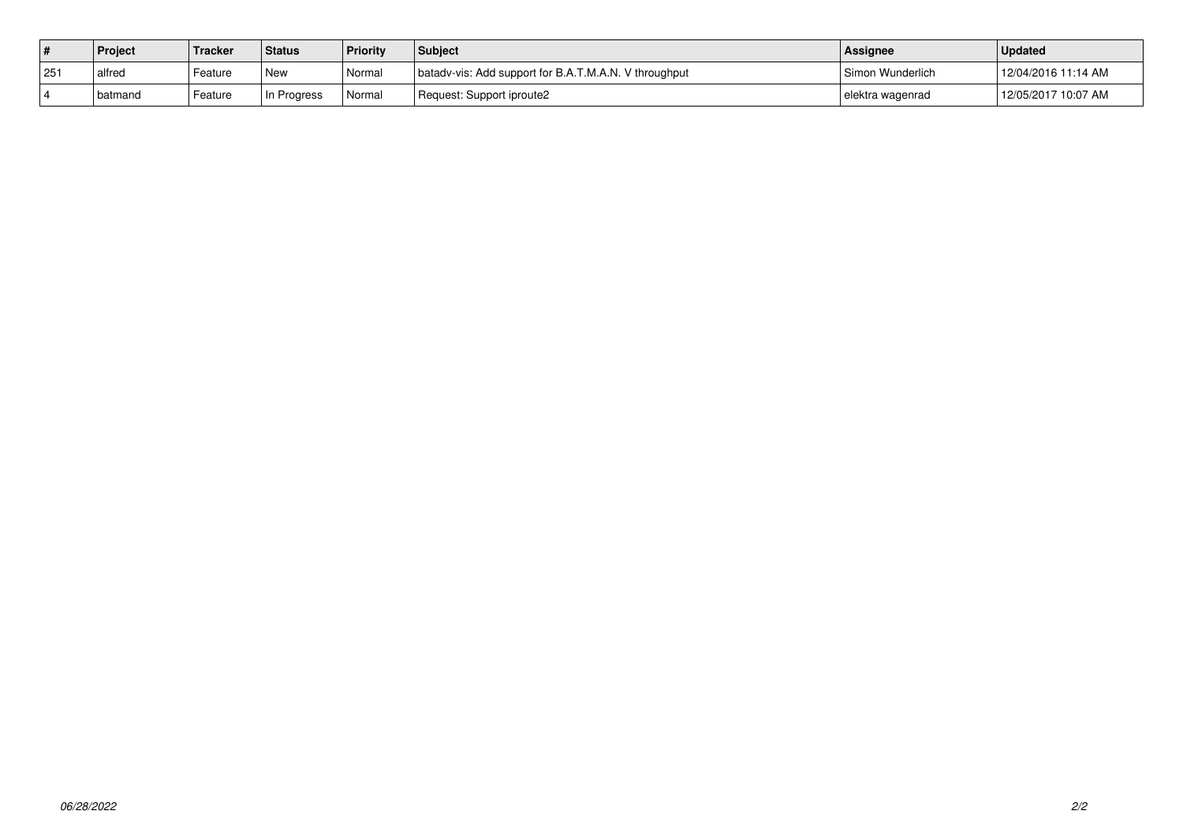| # | Project | Tracker | Status | Priority | Subject | Assignee | Updated |
|---|---|---|---|---|---|---|---|
| 251 | alfred | Feature | New | Normal | batadv-vis: Add support for B.A.T.M.A.N. V throughput | Simon Wunderlich | 12/04/2016 11:14 AM |
| 4 | batmand | Feature | In Progress | Normal | Request: Support iproute2 | elektra wagenrad | 12/05/2017 10:07 AM |